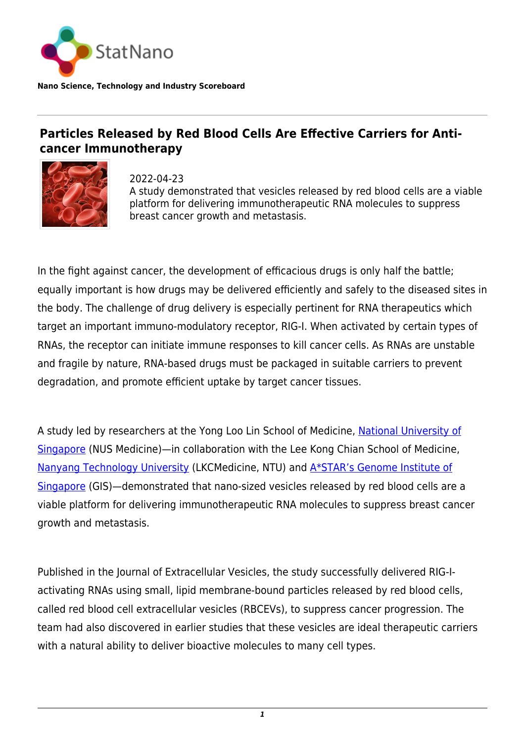StatNano

**Nano Science, Technology and Industry Scoreboard**

---

# Particles Released by Red Blood Cells Are Effective Carriers for Anti-cancer Immunotherapy

2022-04-23

A study demonstrated that vesicles released by red blood cells are a viable platform for delivering immunotherapeutic RNA molecules to suppress breast cancer growth and metastasis.

In the fight against cancer, the development of efficacious drugs is only half the battle; equally important is how drugs may be delivered efficiently and safely to the diseased sites in the body. The challenge of drug delivery is especially pertinent for RNA therapeutics which target an important immuno-modulatory receptor, RIG-I. When activated by certain types of RNAs, the receptor can initiate immune responses to kill cancer cells. As RNAs are unstable and fragile by nature, RNA-based drugs must be packaged in suitable carriers to prevent degradation, and promote efficient uptake by target cancer tissues.

A study led by researchers at the Yong Loo Lin School of Medicine, National University of Singapore (NUS Medicine)—in collaboration with the Lee Kong Chian School of Medicine, Nanyang Technology University (LKCMedicine, NTU) and A*STAR's Genome Institute of Singapore (GIS)—demonstrated that nano-sized vesicles released by red blood cells are a viable platform for delivering immunotherapeutic RNA molecules to suppress breast cancer growth and metastasis.

Published in the Journal of Extracellular Vesicles, the study successfully delivered RIG-I-activating RNAs using small, lipid membrane-bound particles released by red blood cells, called red blood cell extracellular vesicles (RBCEVs), to suppress cancer progression. The team had also discovered in earlier studies that these vesicles are ideal therapeutic carriers with a natural ability to deliver bioactive molecules to many cell types.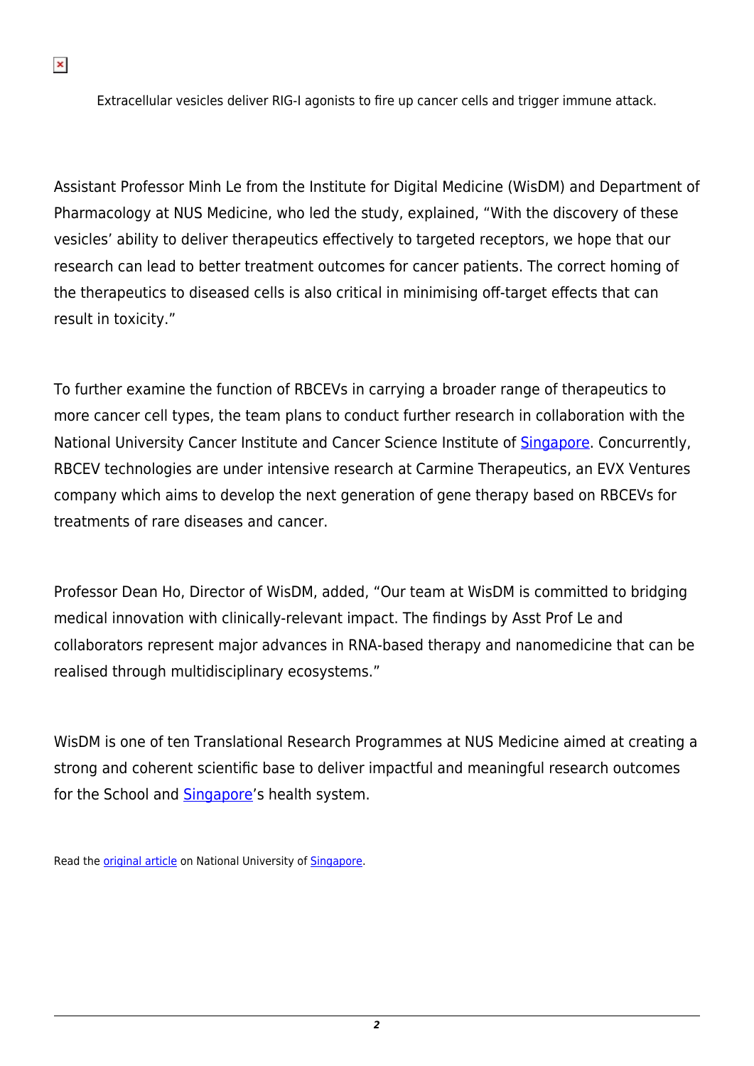Extracellular vesicles deliver RIG-I agonists to fire up cancer cells and trigger immune attack.

Assistant Professor Minh Le from the Institute for Digital Medicine (WisDM) and Department of Pharmacology at NUS Medicine, who led the study, explained, “With the discovery of these vesicles’ ability to deliver therapeutics effectively to targeted receptors, we hope that our research can lead to better treatment outcomes for cancer patients. The correct homing of the therapeutics to diseased cells is also critical in minimising off-target effects that can result in toxicity.”

To further examine the function of RBCEVs in carrying a broader range of therapeutics to more cancer cell types, the team plans to conduct further research in collaboration with the National University Cancer Institute and Cancer Science Institute of Singapore. Concurrently, RBCEV technologies are under intensive research at Carmine Therapeutics, an EVX Ventures company which aims to develop the next generation of gene therapy based on RBCEVs for treatments of rare diseases and cancer.

Professor Dean Ho, Director of WisDM, added, “Our team at WisDM is committed to bridging medical innovation with clinically-relevant impact. The findings by Asst Prof Le and collaborators represent major advances in RNA-based therapy and nanomedicine that can be realised through multidisciplinary ecosystems.”

WisDM is one of ten Translational Research Programmes at NUS Medicine aimed at creating a strong and coherent scientific base to deliver impactful and meaningful research outcomes for the School and Singapore’s health system.

Read the original article on National University of Singapore.